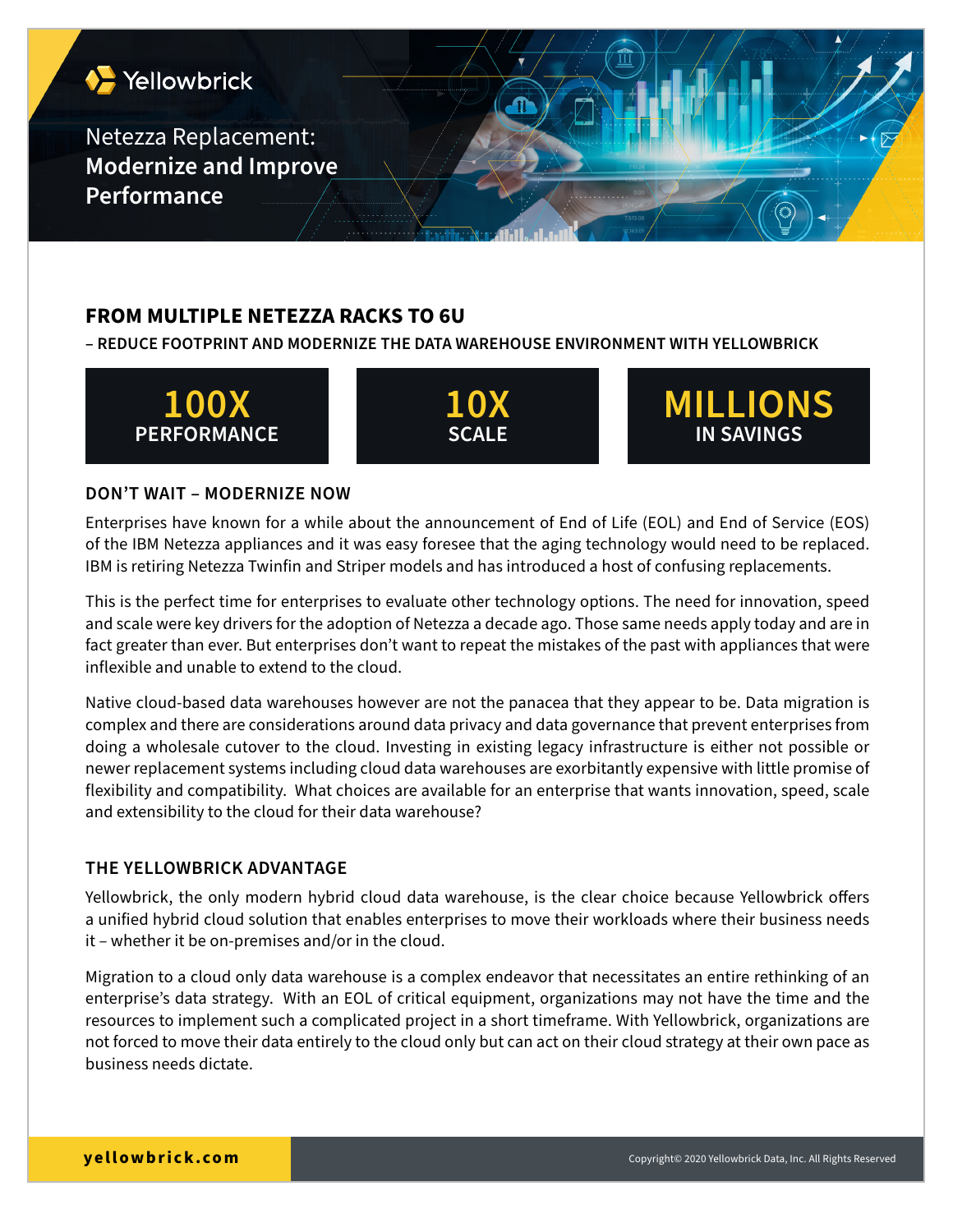Yellowbrick

# Netezza Replacement: **Modernize and Improve Performance**

## FROM MULTIPLE NETEZZA RACKS TO 6U

**– REDUCE FOOTPRINT AND MODERNIZE THE DATA WAREHOUSE ENVIRONMENT WITH YELLOWBRICK**

**100X** PERFORMANCE

**10X** SCALE

**MILLIONS** IN SAVINGS

### DON'T WAIT – MODERNIZE NOW

Enterprises have known for a while about the announcement of End of Life (EOL) and End of Service (EOS) of the IBM Netezza appliances and it was easy foresee that the aging technology would need to be replaced. IBM is retiring Netezza Twinfin and Striper models and has introduced a host of confusing replacements.

This is the perfect time for enterprises to evaluate other technology options. The need for innovation, speed and scale were key drivers for the adoption of Netezza a decade ago. Those same needs apply today and are in fact greater than ever. But enterprises don't want to repeat the mistakes of the past with appliances that were inflexible and unable to extend to the cloud.

Native cloud-based data warehouses however are not the panacea that they appear to be. Data migration is complex and there are considerations around data privacy and data governance that prevent enterprises from doing a wholesale cutover to the cloud. Investing in existing legacy infrastructure is either not possible or newer replacement systems including cloud data warehouses are exorbitantly expensive with little promise of flexibility and compatibility. What choices are available for an enterprise that wants innovation, speed, scale and extensibility to the cloud for their data warehouse?

### THE YELLOWBRICK ADVANTAGE

Yellowbrick, the only modern hybrid cloud data warehouse, is the clear choice because Yellowbrick offers a unified hybrid cloud solution that enables enterprises to move their workloads where their business needs it – whether it be on-premises and/or in the cloud.

Migration to a cloud only data warehouse is a complex endeavor that necessitates an entire rethinking of an enterprise's data strategy. With an EOL of critical equipment, organizations may not have the time and the resources to implement such a complicated project in a short timeframe. With Yellowbrick, organizations are not forced to move their data entirely to the cloud only but can act on their cloud strategy at their own pace as business needs dictate.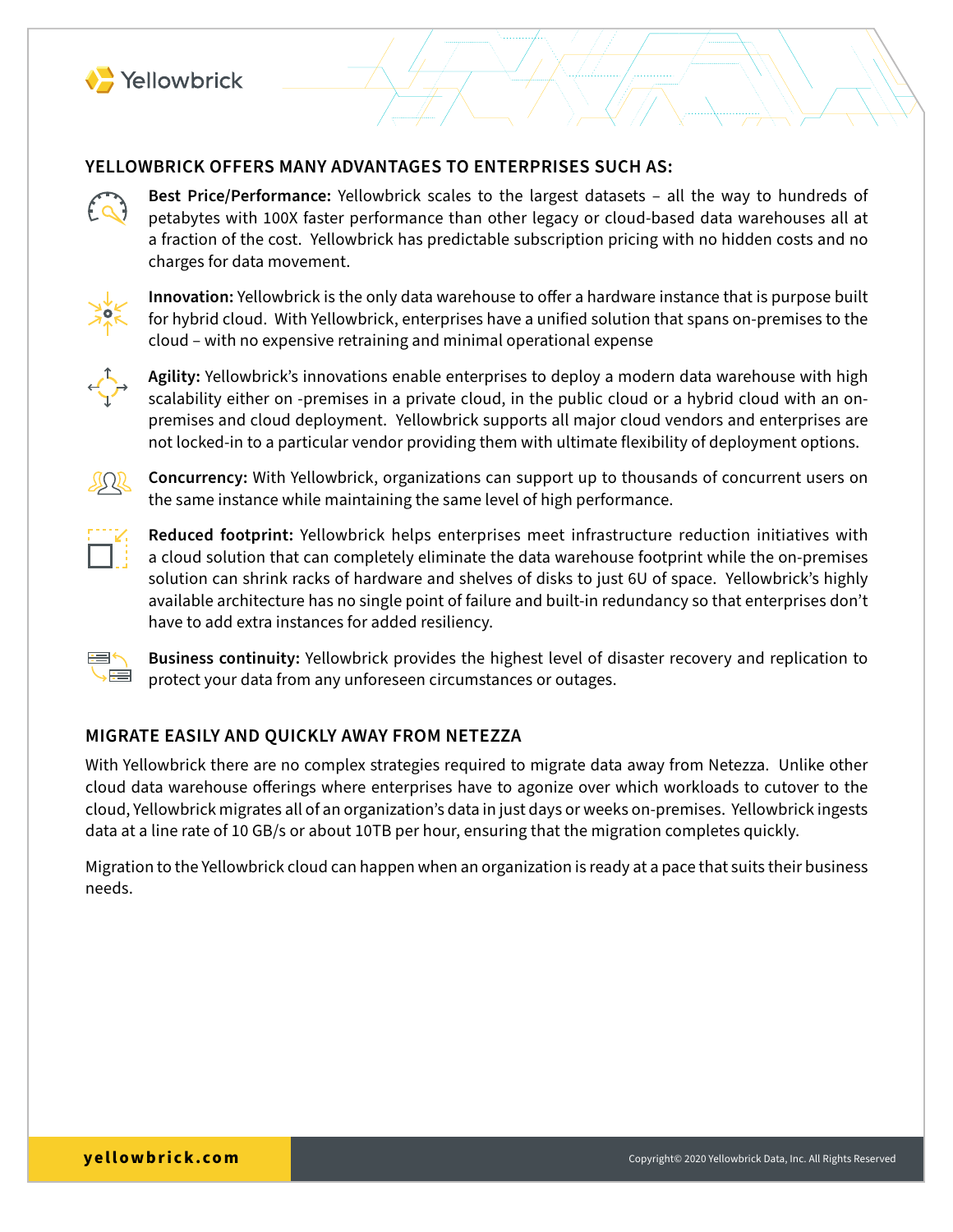## YELLOWBRICK OFFERS MANY ADVANTAGES TO ENTERPRISES SUCH AS:

**Best Price/Performance:** Yellowbrick scales to the largest datasets – all the way to hundreds of petabytes with 100X faster performance than other legacy or cloud-based data warehouses all at a fraction of the cost. Yellowbrick has predictable subscription pricing with no hidden costs and no charges for data movement.

**Innovation:** Yellowbrick is the only data warehouse to offer a hardware instance that is purpose built for hybrid cloud. With Yellowbrick, enterprises have a unified solution that spans on-premises to the cloud – with no expensive retraining and minimal operational expense

**Agility:** Yellowbrick's innovations enable enterprises to deploy a modern data warehouse with high scalability either on -premises in a private cloud, in the public cloud or a hybrid cloud with an on-premises and cloud deployment. Yellowbrick supports all major cloud vendors and enterprises are not locked-in to a particular vendor providing them with ultimate flexibility of deployment options.

**Concurrency:** With Yellowbrick, organizations can support up to thousands of concurrent users on the same instance while maintaining the same level of high performance.

**Reduced footprint:** Yellowbrick helps enterprises meet infrastructure reduction initiatives with a cloud solution that can completely eliminate the data warehouse footprint while the on-premises solution can shrink racks of hardware and shelves of disks to just 6U of space. Yellowbrick's highly available architecture has no single point of failure and built-in redundancy so that enterprises don't have to add extra instances for added resiliency.

**Business continuity:** Yellowbrick provides the highest level of disaster recovery and replication to protect your data from any unforeseen circumstances or outages.

## MIGRATE EASILY AND QUICKLY AWAY FROM NETEZZA

With Yellowbrick there are no complex strategies required to migrate data away from Netezza. Unlike other cloud data warehouse offerings where enterprises have to agonize over which workloads to cutover to the cloud, Yellowbrick migrates all of an organization's data in just days or weeks on-premises. Yellowbrick ingests data at a line rate of 10 GB/s or about 10TB per hour, ensuring that the migration completes quickly.

Migration to the Yellowbrick cloud can happen when an organization is ready at a pace that suits their business needs.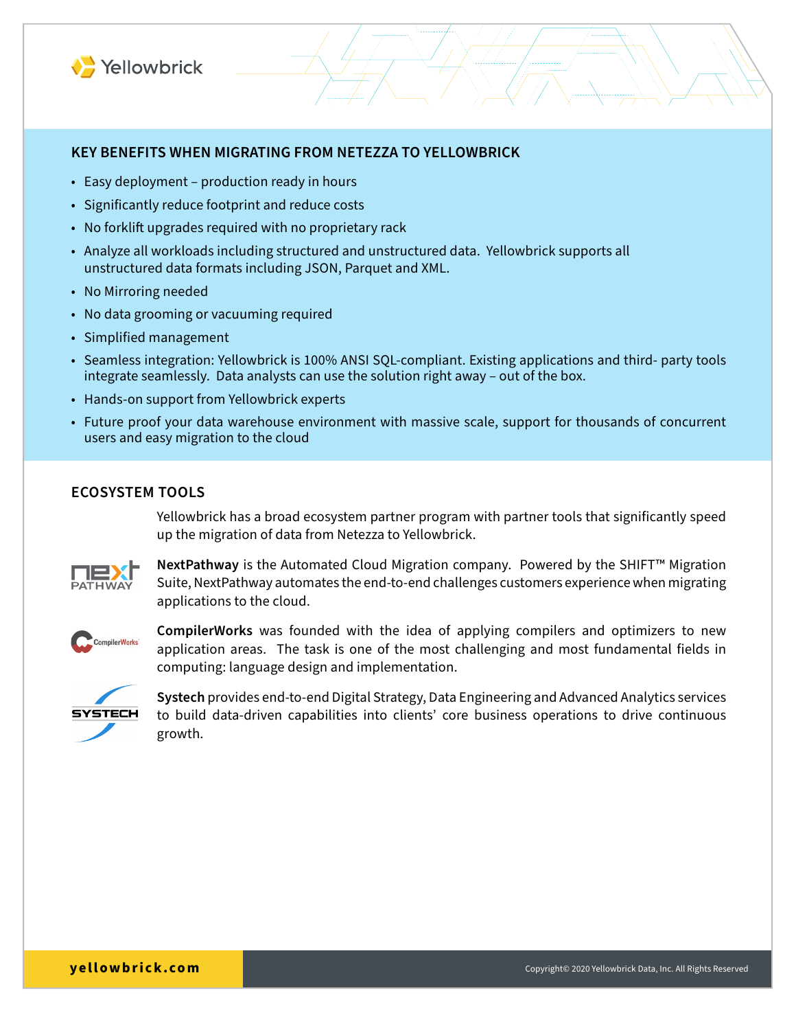## KEY BENEFITS WHEN MIGRATING FROM NETEZZA TO YELLOWBRICK

- Easy deployment – production ready in hours
- Significantly reduce footprint and reduce costs
- No forklift upgrades required with no proprietary rack
- Analyze all workloads including structured and unstructured data. Yellowbrick supports all unstructured data formats including JSON, Parquet and XML.
- No Mirroring needed
- No data grooming or vacuuming required
- Simplified management
- Seamless integration: Yellowbrick is 100% ANSI SQL-compliant. Existing applications and third- party tools integrate seamlessly. Data analysts can use the solution right away – out of the box.
- Hands-on support from Yellowbrick experts
- Future proof your data warehouse environment with massive scale, support for thousands of concurrent users and easy migration to the cloud

## ECOSYSTEM TOOLS

Yellowbrick has a broad ecosystem partner program with partner tools that significantly speed up the migration of data from Netezza to Yellowbrick.

**NextPathway** is the Automated Cloud Migration company. Powered by the SHIFT™ Migration Suite, NextPathway automates the end-to-end challenges customers experience when migrating applications to the cloud.

**CompilerWorks** was founded with the idea of applying compilers and optimizers to new application areas. The task is one of the most challenging and most fundamental fields in computing: language design and implementation.

**Systech** provides end-to-end Digital Strategy, Data Engineering and Advanced Analytics services to build data-driven capabilities into clients' core business operations to drive continuous growth.

yellowbrick.com

Copyright© 2020 Yellowbrick Data, Inc. All Rights Reserved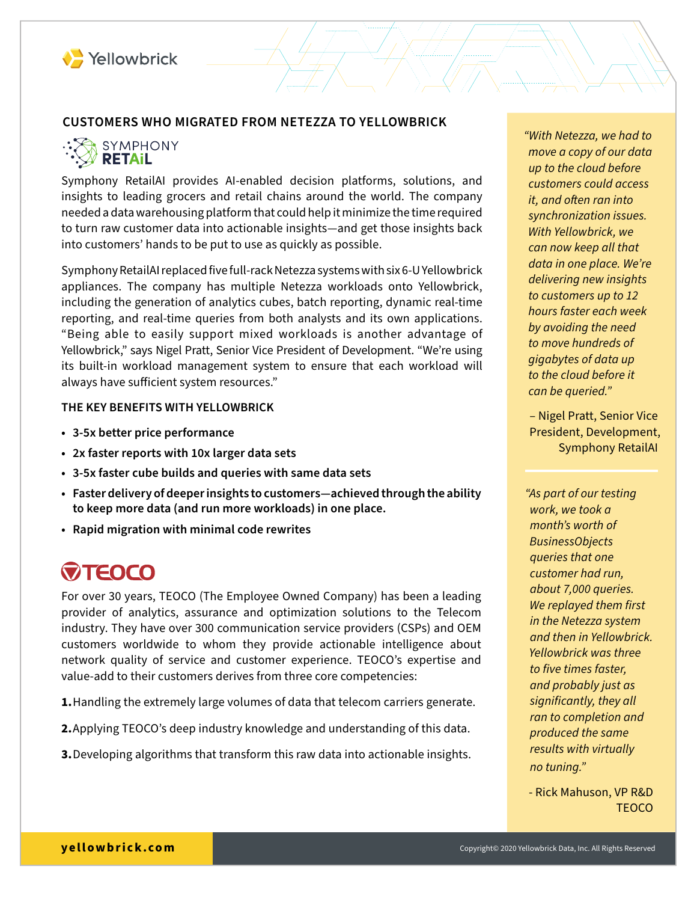## CUSTOMERS WHO MIGRATED FROM NETEZZA TO YELLOWBRICK

### SYMPHONY RETAiL

Symphony RetailAI provides AI-enabled decision platforms, solutions, and insights to leading grocers and retail chains around the world. The company needed a data warehousing platform that could help it minimize the time required to turn raw customer data into actionable insights—and get those insights back into customers' hands to be put to use as quickly as possible.

Symphony RetailAI replaced five full-rack Netezza systems with six 6-U Yellowbrick appliances. The company has multiple Netezza workloads onto Yellowbrick, including the generation of analytics cubes, batch reporting, dynamic real-time reporting, and real-time queries from both analysts and its own applications. "Being able to easily support mixed workloads is another advantage of Yellowbrick," says Nigel Pratt, Senior Vice President of Development. "We're using its built-in workload management system to ensure that each workload will always have sufficient system resources."

**THE KEY BENEFITS WITH YELLOWBRICK**

- **3-5x better price performance**
- **2x faster reports with 10x larger data sets**
- **3-5x faster cube builds and queries with same data sets**
- **Faster delivery of deeper insights to customers—achieved through the ability to keep more data (and run more workloads) in one place.**
- **Rapid migration with minimal code rewrites**

*"With Netezza, we had to move a copy of our data up to the cloud before customers could access it, and often ran into synchronization issues. With Yellowbrick, we can now keep all that data in one place. We're delivering new insights to customers up to 12 hours faster each week by avoiding the need to move hundreds of gigabytes of data up to the cloud before it can be queried."*

– Nigel Pratt, Senior Vice President, Development, Symphony RetailAI

### TEOCO

For over 30 years, TEOCO (The Employee Owned Company) has been a leading provider of analytics, assurance and optimization solutions to the Telecom industry. They have over 300 communication service providers (CSPs) and OEM customers worldwide to whom they provide actionable intelligence about network quality of service and customer experience. TEOCO's expertise and value-add to their customers derives from three core competencies:

**1.** Handling the extremely large volumes of data that telecom carriers generate.

**2.** Applying TEOCO's deep industry knowledge and understanding of this data.

**3.** Developing algorithms that transform this raw data into actionable insights.

*"As part of our testing work, we took a month's worth of BusinessObjects queries that one customer had run, about 7,000 queries. We replayed them first in the Netezza system and then in Yellowbrick. Yellowbrick was three to five times faster, and probably just as significantly, they all ran to completion and produced the same results with virtually no tuning."*

- Rick Mahuson, VP R&D TEOCO

yellowbrick.com

Copyright© 2020 Yellowbrick Data, Inc. All Rights Reserved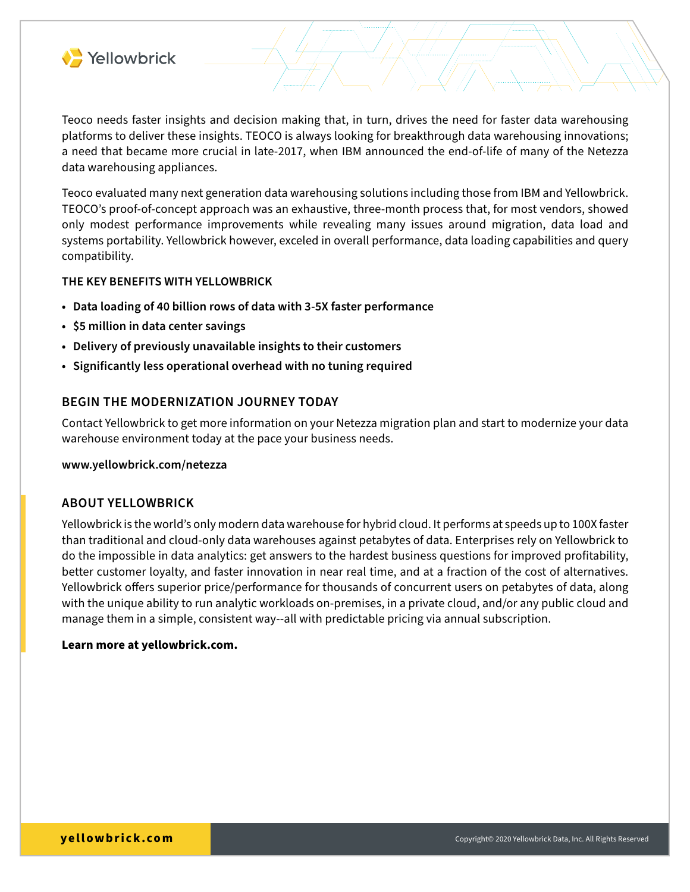Teoco needs faster insights and decision making that, in turn, drives the need for faster data warehousing platforms to deliver these insights. TEOCO is always looking for breakthrough data warehousing innovations; a need that became more crucial in late-2017, when IBM announced the end-of-life of many of the Netezza data warehousing appliances.

Teoco evaluated many next generation data warehousing solutions including those from IBM and Yellowbrick. TEOCO's proof-of-concept approach was an exhaustive, three-month process that, for most vendors, showed only modest performance improvements while revealing many issues around migration, data load and systems portability. Yellowbrick however, exceled in overall performance, data loading capabilities and query compatibility.

**THE KEY BENEFITS WITH YELLOWBRICK**

- **Data loading of 40 billion rows of data with 3-5X faster performance**
- **$5 million in data center savings**
- **Delivery of previously unavailable insights to their customers**
- **Significantly less operational overhead with no tuning required**

## BEGIN THE MODERNIZATION JOURNEY TODAY

Contact Yellowbrick to get more information on your Netezza migration plan and start to modernize your data warehouse environment today at the pace your business needs.

**www.yellowbrick.com/netezza**

## ABOUT YELLOWBRICK

Yellowbrick is the world's only modern data warehouse for hybrid cloud. It performs at speeds up to 100X faster than traditional and cloud-only data warehouses against petabytes of data. Enterprises rely on Yellowbrick to do the impossible in data analytics: get answers to the hardest business questions for improved profitability, better customer loyalty, and faster innovation in near real time, and at a fraction of the cost of alternatives. Yellowbrick offers superior price/performance for thousands of concurrent users on petabytes of data, along with the unique ability to run analytic workloads on-premises, in a private cloud, and/or any public cloud and manage them in a simple, consistent way--all with predictable pricing via annual subscription.

**Learn more at yellowbrick.com.**